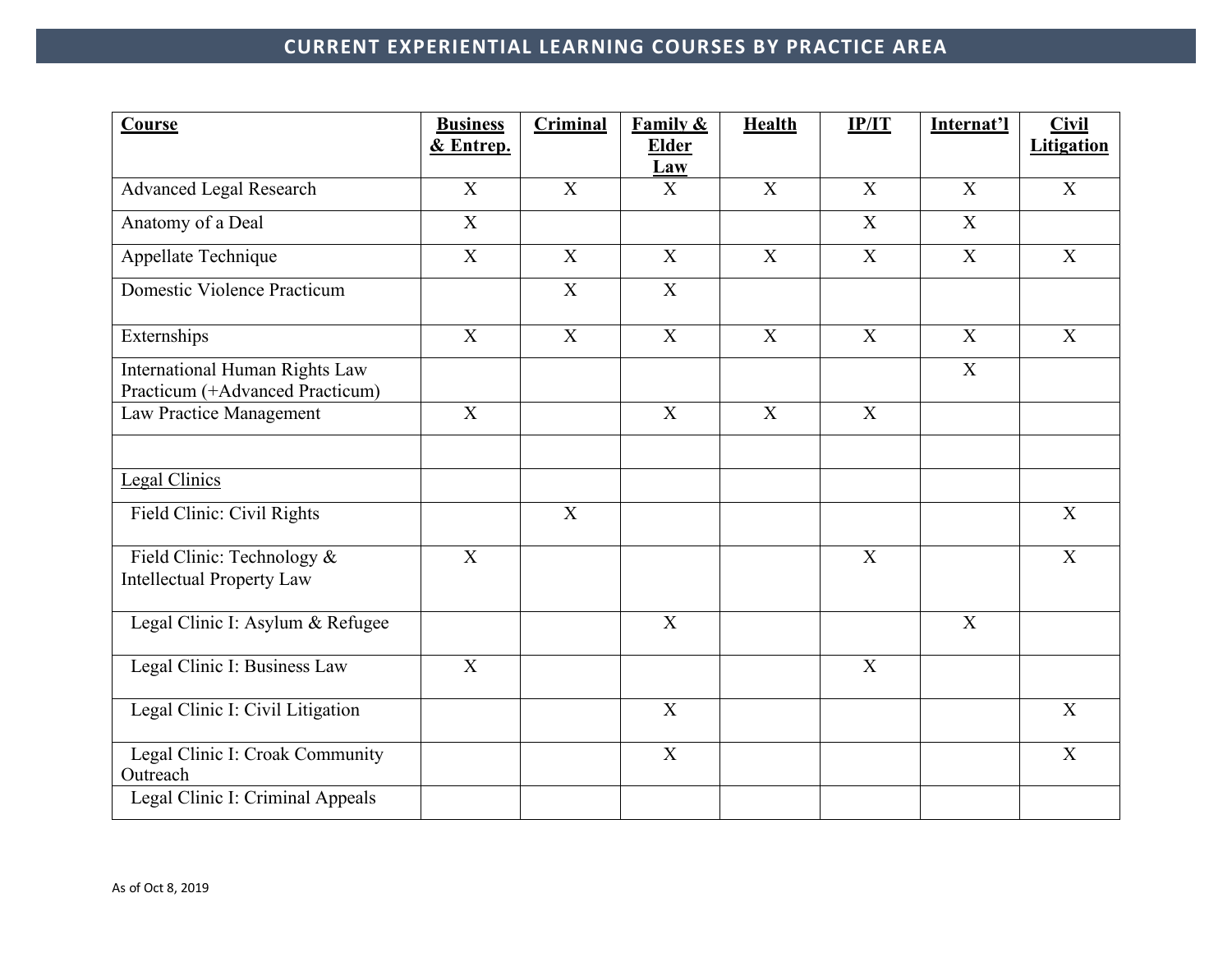# CURRENT EXPERIENTIAL LEARNING COURSES BY PRACTICE AREA

| **Course** | **Business & Entrep.** | **Criminal** | **Family & Elder Law** | **Health** | **IP/IT** | **Internat'l** | **Civil Litigation** |
|---|---|---|---|---|---|---|---|
| Advanced Legal Research | X | X | X | X | X | X | X |
| Anatomy of a Deal | X | | | | X | X | |
| Appellate Technique | X | X | X | X | X | X | X |
| Domestic Violence Practicum | | X | X | | | | |
| Externships | X | X | X | X | X | X | X |
| International Human Rights Law Practicum (+Advanced Practicum) | | | | | | X | |
| Law Practice Management | X | | X | X | X | | |
| | | | | | | | |
| Legal Clinics | | | | | | | |
| Field Clinic: Civil Rights | | X | | | | | X |
| Field Clinic: Technology & Intellectual Property Law | X | | | | X | | X |
| Legal Clinic I: Asylum & Refugee | | | X | | | X | |
| Legal Clinic I: Business Law | X | | | | X | | |
| Legal Clinic I: Civil Litigation | | | X | | | | X |
| Legal Clinic I: Croak Community Outreach | | | X | | | | X |
| Legal Clinic I: Criminal Appeals | | | | | | | |

As of Oct 8, 2019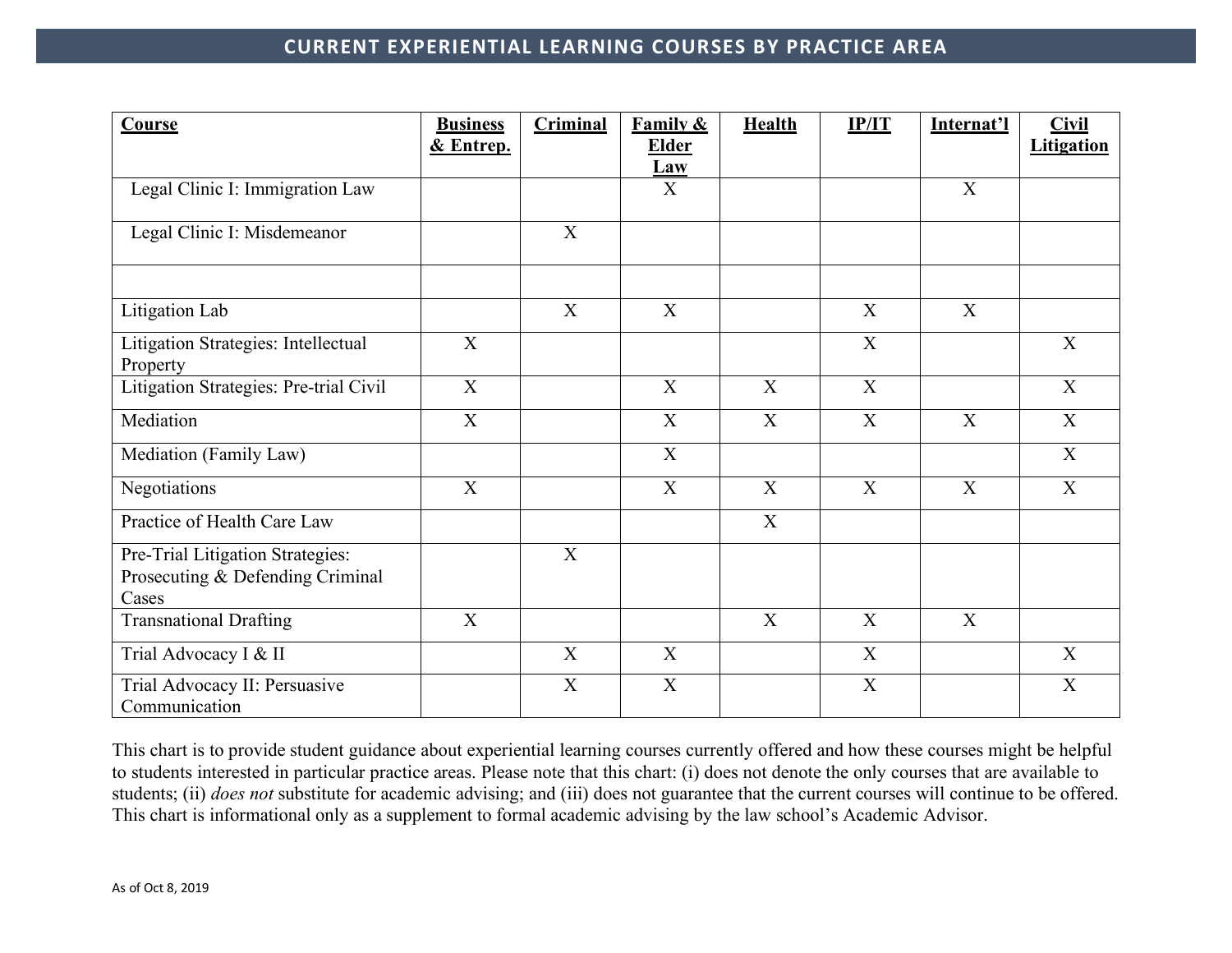## CURRENT EXPERIENTIAL LEARNING COURSES BY PRACTICE AREA

| **Course** | **Business & Entrep.** | **Criminal** | **Family & Elder Law** | **Health** | **IP/IT** | **Internat'l** | **Civil Litigation** |
|---|---|---|---|---|---|---|---|
| Legal Clinic I: Immigration Law | | | X | | | X | |
| Legal Clinic I: Misdemeanor | | X | | | | | |
| | | | | | | | |
| Litigation Lab | | X | X | | X | X | |
| Litigation Strategies: Intellectual Property | X | | | | X | | X |
| Litigation Strategies: Pre-trial Civil | X | | X | X | X | | X |
| Mediation | X | | X | X | X | X | X |
| Mediation (Family Law) | | | X | | | | X |
| Negotiations | X | | X | X | X | X | X |
| Practice of Health Care Law | | | | X | | | |
| Pre-Trial Litigation Strategies: Prosecuting & Defending Criminal Cases | | X | | | | | |
| Transnational Drafting | X | | | X | X | X | |
| Trial Advocacy I & II | | X | X | | X | | X |
| Trial Advocacy II: Persuasive Communication | | X | X | | X | | X |

This chart is to provide student guidance about experiential learning courses currently offered and how these courses might be helpful to students interested in particular practice areas. Please note that this chart: (i) does not denote the only courses that are available to students; (ii) *does not* substitute for academic advising; and (iii) does not guarantee that the current courses will continue to be offered. This chart is informational only as a supplement to formal academic advising by the law school's Academic Advisor.

As of Oct 8, 2019